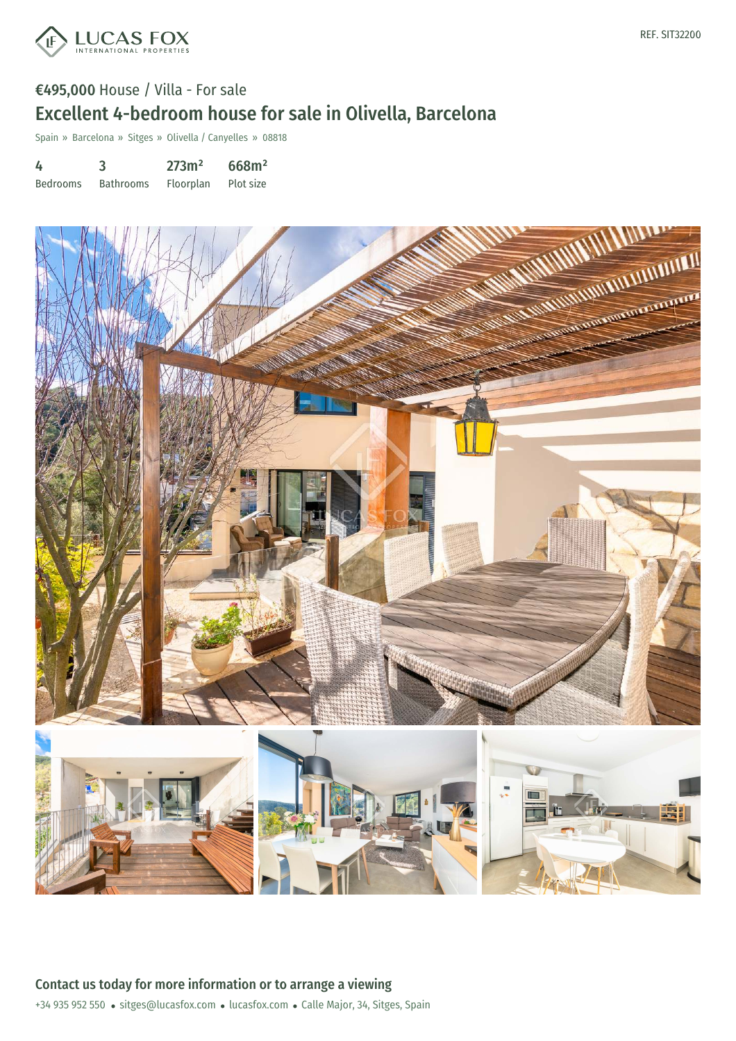REF. SIT32200

€495,000 House / Villa - For sale

# Excellent 4-bedroom house for sale in Olivella, Barcelona

Spain » Barcelona » Sitges » Olivella / Canyelles » 08818

| 4 | 3 | 273m² | 668m² |
|---|---|---|---|
| Bedrooms | Bathrooms | Floorplan | Plot size |

## Contact us today for more information or to arrange a viewing

+34 935 952 550 • sitges@lucasfox.com • lucasfox.com • Calle Major, 34, Sitges, Spain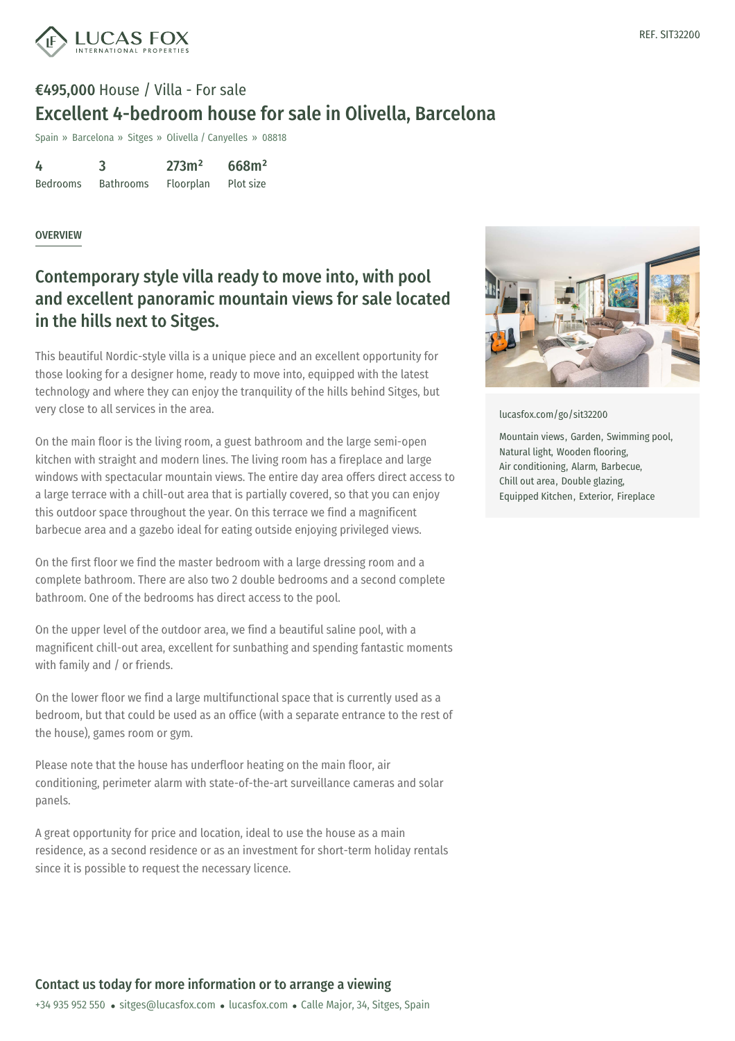REF. SIT32200

**€495,000** House / Villa - For sale

# Excellent 4-bedroom house for sale in Olivella, Barcelona

Spain » Barcelona » Sitges » Olivella / Canyelles » 08818

| 4 | 3 | 273m² | 668m² |
|---|---|---|---|
| Bedrooms | Bathrooms | Floorplan | Plot size |

OVERVIEW

## Contemporary style villa ready to move into, with pool and excellent panoramic mountain views for sale located in the hills next to Sitges.

This beautiful Nordic-style villa is a unique piece and an excellent opportunity for those looking for a designer home, ready to move into, equipped with the latest technology and where they can enjoy the tranquility of the hills behind Sitges, but very close to all services in the area.

On the main floor is the living room, a guest bathroom and the large semi-open kitchen with straight and modern lines. The living room has a fireplace and large windows with spectacular mountain views. The entire day area offers direct access to a large terrace with a chill-out area that is partially covered, so that you can enjoy this outdoor space throughout the year. On this terrace we find a magnificent barbecue area and a gazebo ideal for eating outside enjoying privileged views.

On the first floor we find the master bedroom with a large dressing room and a complete bathroom. There are also two 2 double bedrooms and a second complete bathroom. One of the bedrooms has direct access to the pool.

On the upper level of the outdoor area, we find a beautiful saline pool, with a magnificent chill-out area, excellent for sunbathing and spending fantastic moments with family and / or friends.

On the lower floor we find a large multifunctional space that is currently used as a bedroom, but that could be used as an office (with a separate entrance to the rest of the house), games room or gym.

Please note that the house has underfloor heating on the main floor, air conditioning, perimeter alarm with state-of-the-art surveillance cameras and solar panels.

A great opportunity for price and location, ideal to use the house as a main residence, as a second residence or as an investment for short-term holiday rentals since it is possible to request the necessary licence.

lucasfox.com/go/sit32200

Mountain views, Garden, Swimming pool, Natural light, Wooden flooring, Air conditioning, Alarm, Barbecue, Chill out area, Double glazing, Equipped Kitchen, Exterior, Fireplace

## Contact us today for more information or to arrange a viewing

+34 935 952 550 • sitges@lucasfox.com • lucasfox.com • Calle Major, 34, Sitges, Spain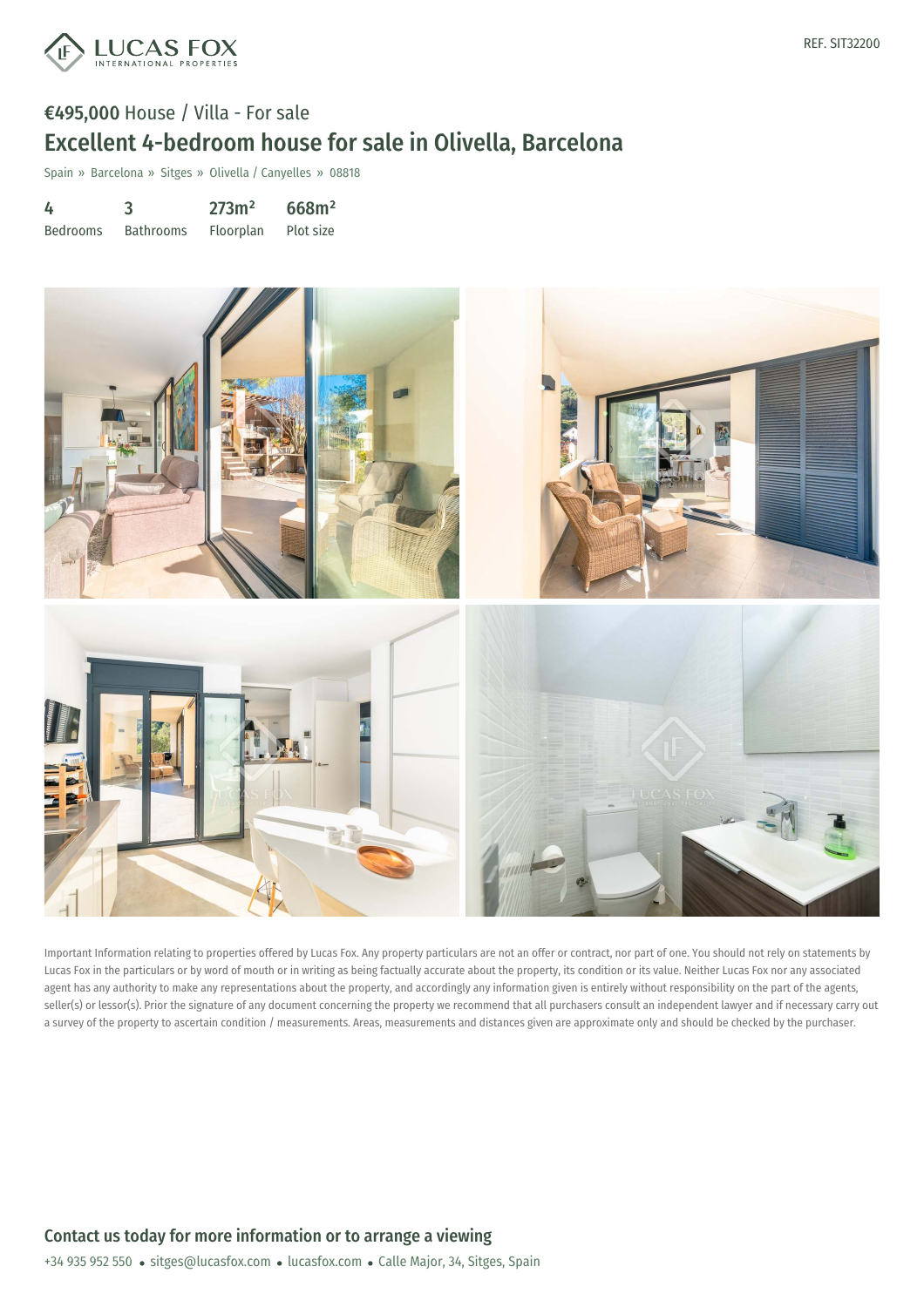REF. SIT32200

**€495,000** House / Villa - For sale

# Excellent 4-bedroom house for sale in Olivella, Barcelona

Spain » Barcelona » Sitges » Olivella / Canyelles » 08818

| 4 | 3 | 273m² | 668m² |
|---|---|---|---|
| Bedrooms | Bathrooms | Floorplan | Plot size |

Important Information relating to properties offered by Lucas Fox. Any property particulars are not an offer or contract, nor part of one. You should not rely on statements by Lucas Fox in the particulars or by word of mouth or in writing as being factually accurate about the property, its condition or its value. Neither Lucas Fox nor any associated agent has any authority to make any representations about the property, and accordingly any information given is entirely without responsibility on the part of the agents, seller(s) or lessor(s). Prior the signature of any document concerning the property we recommend that all purchasers consult an independent lawyer and if necessary carry out a survey of the property to ascertain condition / measurements. Areas, measurements and distances given are approximate only and should be checked by the purchaser.

## Contact us today for more information or to arrange a viewing

+34 935 952 550 • sitges@lucasfox.com • lucasfox.com • Calle Major, 34, Sitges, Spain